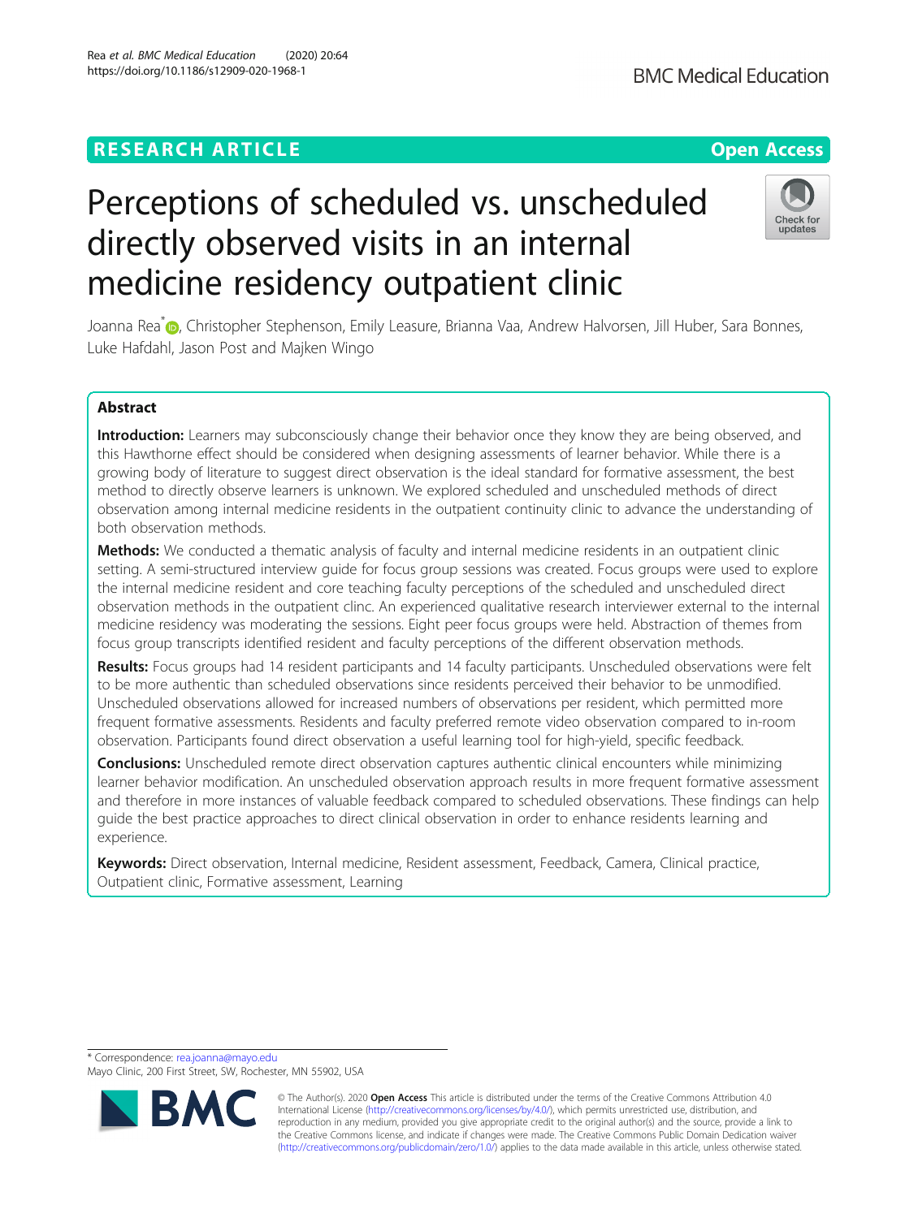RESEARCH ARTICLE

Open Access

# Perceptions of scheduled vs. unscheduled directly observed visits in an internal medicine residency outpatient clinic

Joanna Rea*, Christopher Stephenson, Emily Leasure, Brianna Vaa, Andrew Halvorsen, Jill Huber, Sara Bonnes, Luke Hafdahl, Jason Post and Majken Wingo

## Abstract

**Introduction:** Learners may subconsciously change their behavior once they know they are being observed, and this Hawthorne effect should be considered when designing assessments of learner behavior. While there is a growing body of literature to suggest direct observation is the ideal standard for formative assessment, the best method to directly observe learners is unknown. We explored scheduled and unscheduled methods of direct observation among internal medicine residents in the outpatient continuity clinic to advance the understanding of both observation methods.

**Methods:** We conducted a thematic analysis of faculty and internal medicine residents in an outpatient clinic setting. A semi-structured interview guide for focus group sessions was created. Focus groups were used to explore the internal medicine resident and core teaching faculty perceptions of the scheduled and unscheduled direct observation methods in the outpatient clinc. An experienced qualitative research interviewer external to the internal medicine residency was moderating the sessions. Eight peer focus groups were held. Abstraction of themes from focus group transcripts identified resident and faculty perceptions of the different observation methods.

**Results:** Focus groups had 14 resident participants and 14 faculty participants. Unscheduled observations were felt to be more authentic than scheduled observations since residents perceived their behavior to be unmodified. Unscheduled observations allowed for increased numbers of observations per resident, which permitted more frequent formative assessments. Residents and faculty preferred remote video observation compared to in-room observation. Participants found direct observation a useful learning tool for high-yield, specific feedback.

**Conclusions:** Unscheduled remote direct observation captures authentic clinical encounters while minimizing learner behavior modification. An unscheduled observation approach results in more frequent formative assessment and therefore in more instances of valuable feedback compared to scheduled observations. These findings can help guide the best practice approaches to direct clinical observation in order to enhance residents learning and experience.

**Keywords:** Direct observation, Internal medicine, Resident assessment, Feedback, Camera, Clinical practice, Outpatient clinic, Formative assessment, Learning

\* Correspondence: rea.joanna@mayo.edu
Mayo Clinic, 200 First Street, SW, Rochester, MN 55902, USA

© The Author(s). 2020 **Open Access** This article is distributed under the terms of the Creative Commons Attribution 4.0 International License (http://creativecommons.org/licenses/by/4.0/), which permits unrestricted use, distribution, and reproduction in any medium, provided you give appropriate credit to the original author(s) and the source, provide a link to the Creative Commons license, and indicate if changes were made. The Creative Commons Public Domain Dedication waiver (http://creativecommons.org/publicdomain/zero/1.0/) applies to the data made available in this article, unless otherwise stated.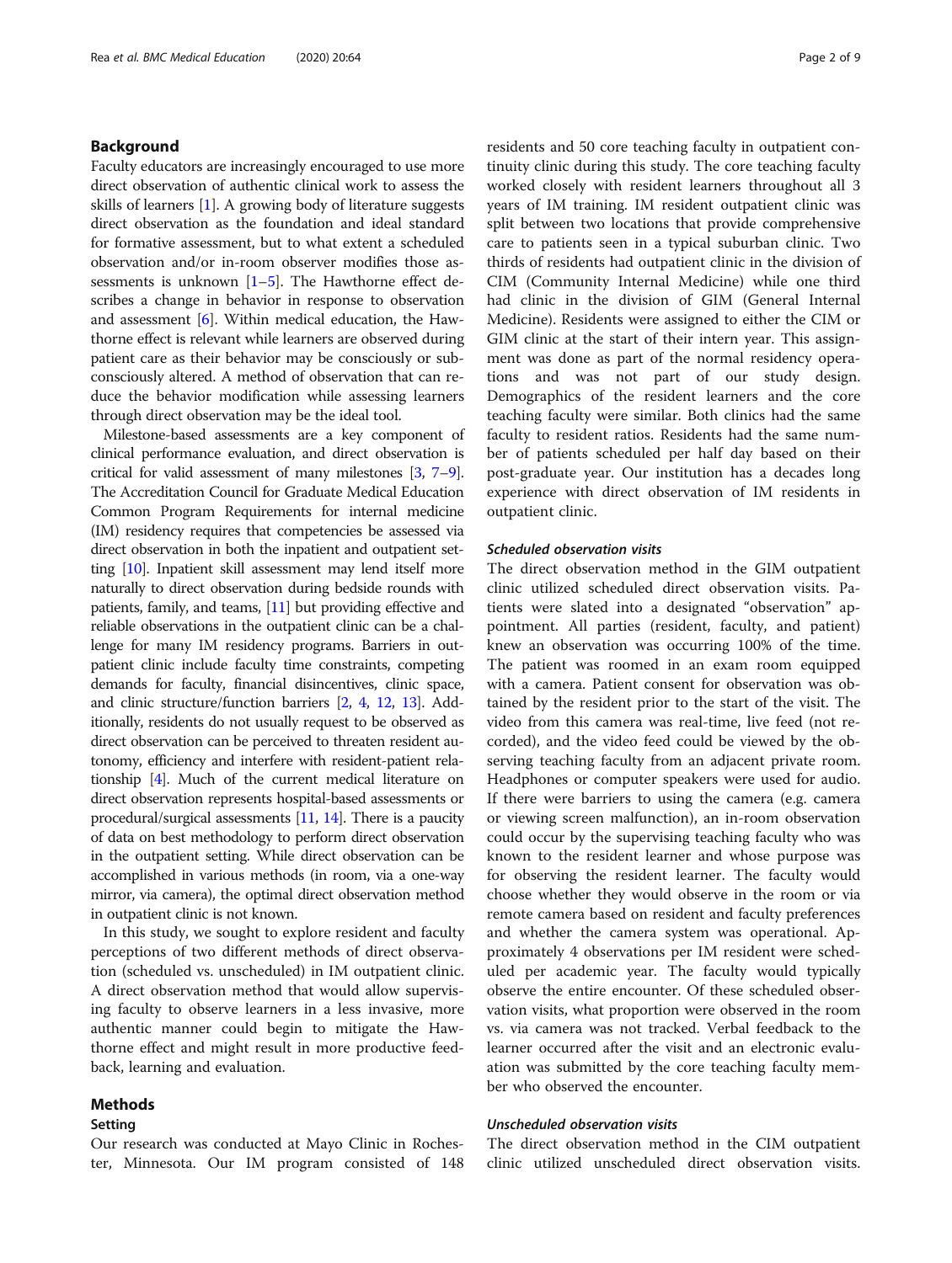## Background

Faculty educators are increasingly encouraged to use more direct observation of authentic clinical work to assess the skills of learners [1]. A growing body of literature suggests direct observation as the foundation and ideal standard for formative assessment, but to what extent a scheduled observation and/or in-room observer modifies those assessments is unknown [1–5]. The Hawthorne effect describes a change in behavior in response to observation and assessment [6]. Within medical education, the Hawthorne effect is relevant while learners are observed during patient care as their behavior may be consciously or subconsciously altered. A method of observation that can reduce the behavior modification while assessing learners through direct observation may be the ideal tool.

Milestone-based assessments are a key component of clinical performance evaluation, and direct observation is critical for valid assessment of many milestones [3, 7–9]. The Accreditation Council for Graduate Medical Education Common Program Requirements for internal medicine (IM) residency requires that competencies be assessed via direct observation in both the inpatient and outpatient setting [10]. Inpatient skill assessment may lend itself more naturally to direct observation during bedside rounds with patients, family, and teams, [11] but providing effective and reliable observations in the outpatient clinic can be a challenge for many IM residency programs. Barriers in outpatient clinic include faculty time constraints, competing demands for faculty, financial disincentives, clinic space, and clinic structure/function barriers [2, 4, 12, 13]. Additionally, residents do not usually request to be observed as direct observation can be perceived to threaten resident autonomy, efficiency and interfere with resident-patient relationship [4]. Much of the current medical literature on direct observation represents hospital-based assessments or procedural/surgical assessments [11, 14]. There is a paucity of data on best methodology to perform direct observation in the outpatient setting. While direct observation can be accomplished in various methods (in room, via a one-way mirror, via camera), the optimal direct observation method in outpatient clinic is not known.

In this study, we sought to explore resident and faculty perceptions of two different methods of direct observation (scheduled vs. unscheduled) in IM outpatient clinic. A direct observation method that would allow supervising faculty to observe learners in a less invasive, more authentic manner could begin to mitigate the Hawthorne effect and might result in more productive feedback, learning and evaluation.

## Methods

### Setting

Our research was conducted at Mayo Clinic in Rochester, Minnesota. Our IM program consisted of 148 residents and 50 core teaching faculty in outpatient continuity clinic during this study. The core teaching faculty worked closely with resident learners throughout all 3 years of IM training. IM resident outpatient clinic was split between two locations that provide comprehensive care to patients seen in a typical suburban clinic. Two thirds of residents had outpatient clinic in the division of CIM (Community Internal Medicine) while one third had clinic in the division of GIM (General Internal Medicine). Residents were assigned to either the CIM or GIM clinic at the start of their intern year. This assignment was done as part of the normal residency operations and was not part of our study design. Demographics of the resident learners and the core teaching faculty were similar. Both clinics had the same faculty to resident ratios. Residents had the same number of patients scheduled per half day based on their post-graduate year. Our institution has a decades long experience with direct observation of IM residents in outpatient clinic.

#### *Scheduled observation visits*

The direct observation method in the GIM outpatient clinic utilized scheduled direct observation visits. Patients were slated into a designated "observation" appointment. All parties (resident, faculty, and patient) knew an observation was occurring 100% of the time. The patient was roomed in an exam room equipped with a camera. Patient consent for observation was obtained by the resident prior to the start of the visit. The video from this camera was real-time, live feed (not recorded), and the video feed could be viewed by the observing teaching faculty from an adjacent private room. Headphones or computer speakers were used for audio. If there were barriers to using the camera (e.g. camera or viewing screen malfunction), an in-room observation could occur by the supervising teaching faculty who was known to the resident learner and whose purpose was for observing the resident learner. The faculty would choose whether they would observe in the room or via remote camera based on resident and faculty preferences and whether the camera system was operational. Approximately 4 observations per IM resident were scheduled per academic year. The faculty would typically observe the entire encounter. Of these scheduled observation visits, what proportion were observed in the room vs. via camera was not tracked. Verbal feedback to the learner occurred after the visit and an electronic evaluation was submitted by the core teaching faculty member who observed the encounter.

#### *Unscheduled observation visits*

The direct observation method in the CIM outpatient clinic utilized unscheduled direct observation visits.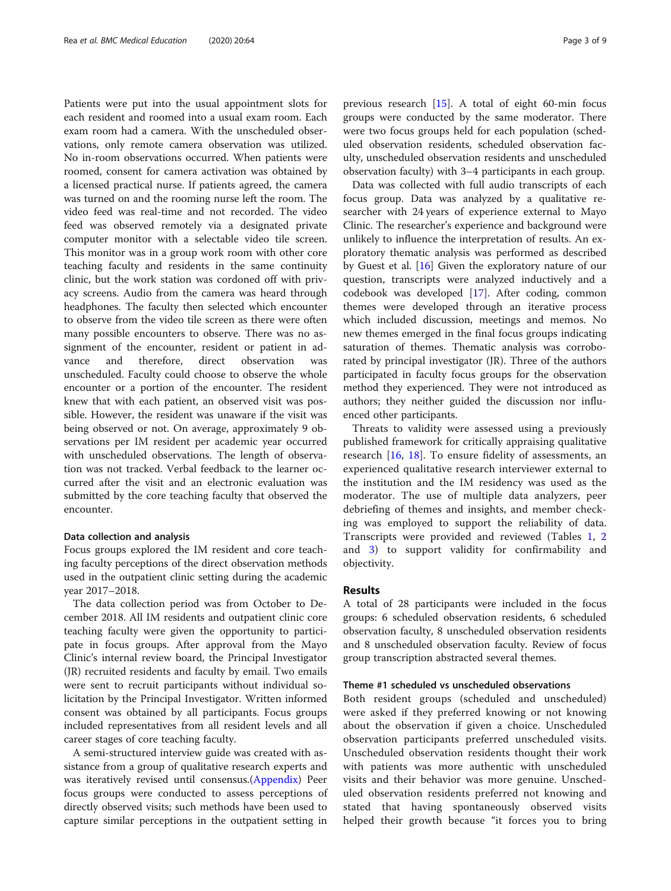Patients were put into the usual appointment slots for each resident and roomed into a usual exam room. Each exam room had a camera. With the unscheduled observations, only remote camera observation was utilized. No in-room observations occurred. When patients were roomed, consent for camera activation was obtained by a licensed practical nurse. If patients agreed, the camera was turned on and the rooming nurse left the room. The video feed was real-time and not recorded. The video feed was observed remotely via a designated private computer monitor with a selectable video tile screen. This monitor was in a group work room with other core teaching faculty and residents in the same continuity clinic, but the work station was cordoned off with privacy screens. Audio from the camera was heard through headphones. The faculty then selected which encounter to observe from the video tile screen as there were often many possible encounters to observe. There was no assignment of the encounter, resident or patient in advance and therefore, direct observation was unscheduled. Faculty could choose to observe the whole encounter or a portion of the encounter. The resident knew that with each patient, an observed visit was possible. However, the resident was unaware if the visit was being observed or not. On average, approximately 9 observations per IM resident per academic year occurred with unscheduled observations. The length of observation was not tracked. Verbal feedback to the learner occurred after the visit and an electronic evaluation was submitted by the core teaching faculty that observed the encounter.

### Data collection and analysis

Focus groups explored the IM resident and core teaching faculty perceptions of the direct observation methods used in the outpatient clinic setting during the academic year 2017–2018.

The data collection period was from October to December 2018. All IM residents and outpatient clinic core teaching faculty were given the opportunity to participate in focus groups. After approval from the Mayo Clinic's internal review board, the Principal Investigator (JR) recruited residents and faculty by email. Two emails were sent to recruit participants without individual solicitation by the Principal Investigator. Written informed consent was obtained by all participants. Focus groups included representatives from all resident levels and all career stages of core teaching faculty.

A semi-structured interview guide was created with assistance from a group of qualitative research experts and was iteratively revised until consensus.(Appendix) Peer focus groups were conducted to assess perceptions of directly observed visits; such methods have been used to capture similar perceptions in the outpatient setting in previous research [15]. A total of eight 60-min focus groups were conducted by the same moderator. There were two focus groups held for each population (scheduled observation residents, scheduled observation faculty, unscheduled observation residents and unscheduled observation faculty) with 3–4 participants in each group.

Data was collected with full audio transcripts of each focus group. Data was analyzed by a qualitative researcher with 24 years of experience external to Mayo Clinic. The researcher's experience and background were unlikely to influence the interpretation of results. An exploratory thematic analysis was performed as described by Guest et al. [16] Given the exploratory nature of our question, transcripts were analyzed inductively and a codebook was developed [17]. After coding, common themes were developed through an iterative process which included discussion, meetings and memos. No new themes emerged in the final focus groups indicating saturation of themes. Thematic analysis was corroborated by principal investigator (JR). Three of the authors participated in faculty focus groups for the observation method they experienced. They were not introduced as authors; they neither guided the discussion nor influenced other participants.

Threats to validity were assessed using a previously published framework for critically appraising qualitative research [16, 18]. To ensure fidelity of assessments, an experienced qualitative research interviewer external to the institution and the IM residency was used as the moderator. The use of multiple data analyzers, peer debriefing of themes and insights, and member checking was employed to support the reliability of data. Transcripts were provided and reviewed (Tables 1, 2 and 3) to support validity for confirmability and objectivity.

## Results

A total of 28 participants were included in the focus groups: 6 scheduled observation residents, 6 scheduled observation faculty, 8 unscheduled observation residents and 8 unscheduled observation faculty. Review of focus group transcription abstracted several themes.

### Theme #1 scheduled vs unscheduled observations

Both resident groups (scheduled and unscheduled) were asked if they preferred knowing or not knowing about the observation if given a choice. Unscheduled observation participants preferred unscheduled visits. Unscheduled observation residents thought their work with patients was more authentic with unscheduled visits and their behavior was more genuine. Unscheduled observation residents preferred not knowing and stated that having spontaneously observed visits helped their growth because "it forces you to bring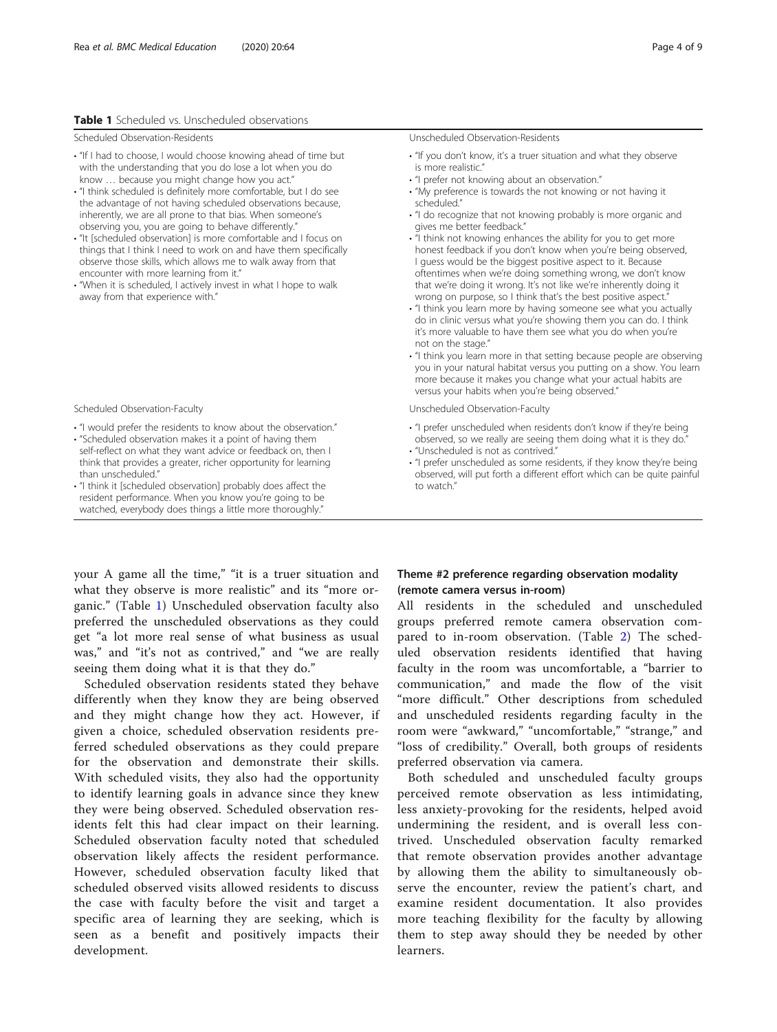**Table 1** Scheduled vs. Unscheduled observations

| Scheduled Observation-Residents | Unscheduled Observation-Residents |
| --- | --- |
| • "If I had to choose, I would choose knowing ahead of time but with the understanding that you do lose a lot when you do know … because you might change how you act."<br>• "I think scheduled is definitely more comfortable, but I do see the advantage of not having scheduled observations because, inherently, we are all prone to that bias. When someone's observing you, you are going to behave differently."<br>• "It [scheduled observation] is more comfortable and I focus on things that I think I need to work on and have them specifically observe those skills, which allows me to walk away from that encounter with more learning from it."<br>• "When it is scheduled, I actively invest in what I hope to walk away from that experience with." | • "If you don't know, it's a truer situation and what they observe is more realistic."<br>• "I prefer not knowing about an observation."<br>• "My preference is towards the not knowing or not having it scheduled."<br>• "I do recognize that not knowing probably is more organic and gives me better feedback."<br>• "I think not knowing enhances the ability for you to get more honest feedback if you don't know when you're being observed, I guess would be the biggest positive aspect to it. Because oftentimes when we're doing something wrong, we don't know that we're doing it wrong. It's not like we're inherently doing it wrong on purpose, so I think that's the best positive aspect."<br>• "I think you learn more by having someone see what you actually do in clinic versus what you're showing them you can do. I think it's more valuable to have them see what you do when you're not on the stage."<br>• "I think you learn more in that setting because people are observing you in your natural habitat versus you putting on a show. You learn more because it makes you change what your actual habits are versus your habits when you're being observed." |
| **Scheduled Observation-Faculty** | **Unscheduled Observation-Faculty** |
| • "I would prefer the residents to know about the observation."<br>• "Scheduled observation makes it a point of having them self-reflect on what they want advice or feedback on, then I think that provides a greater, richer opportunity for learning than unscheduled."<br>• "I think it [scheduled observation] probably does affect the resident performance. When you know you're going to be watched, everybody does things a little more thoroughly." | • "I prefer unscheduled when residents don't know if they're being observed, so we really are seeing them doing what it is they do."<br>• "Unscheduled is not as contrived."<br>• "I prefer unscheduled as some residents, if they know they're being observed, will put forth a different effort which can be quite painful to watch." |

your A game all the time," "it is a truer situation and what they observe is more realistic" and its "more organic." (Table 1) Unscheduled observation faculty also preferred the unscheduled observations as they could get "a lot more real sense of what business as usual was," and "it's not as contrived," and "we are really seeing them doing what it is that they do."

Scheduled observation residents stated they behave differently when they know they are being observed and they might change how they act. However, if given a choice, scheduled observation residents preferred scheduled observations as they could prepare for the observation and demonstrate their skills. With scheduled visits, they also had the opportunity to identify learning goals in advance since they knew they were being observed. Scheduled observation residents felt this had clear impact on their learning. Scheduled observation faculty noted that scheduled observation likely affects the resident performance. However, scheduled observation faculty liked that scheduled observed visits allowed residents to discuss the case with faculty before the visit and target a specific area of learning they are seeking, which is seen as a benefit and positively impacts their development.

### Theme #2 preference regarding observation modality (remote camera versus in-room)

All residents in the scheduled and unscheduled groups preferred remote camera observation compared to in-room observation. (Table 2) The scheduled observation residents identified that having faculty in the room was uncomfortable, a "barrier to communication," and made the flow of the visit "more difficult." Other descriptions from scheduled and unscheduled residents regarding faculty in the room were "awkward," "uncomfortable," "strange," and "loss of credibility." Overall, both groups of residents preferred observation via camera.

Both scheduled and unscheduled faculty groups perceived remote observation as less intimidating, less anxiety-provoking for the residents, helped avoid undermining the resident, and is overall less contrived. Unscheduled observation faculty remarked that remote observation provides another advantage by allowing them the ability to simultaneously observe the encounter, review the patient's chart, and examine resident documentation. It also provides more teaching flexibility for the faculty by allowing them to step away should they be needed by other learners.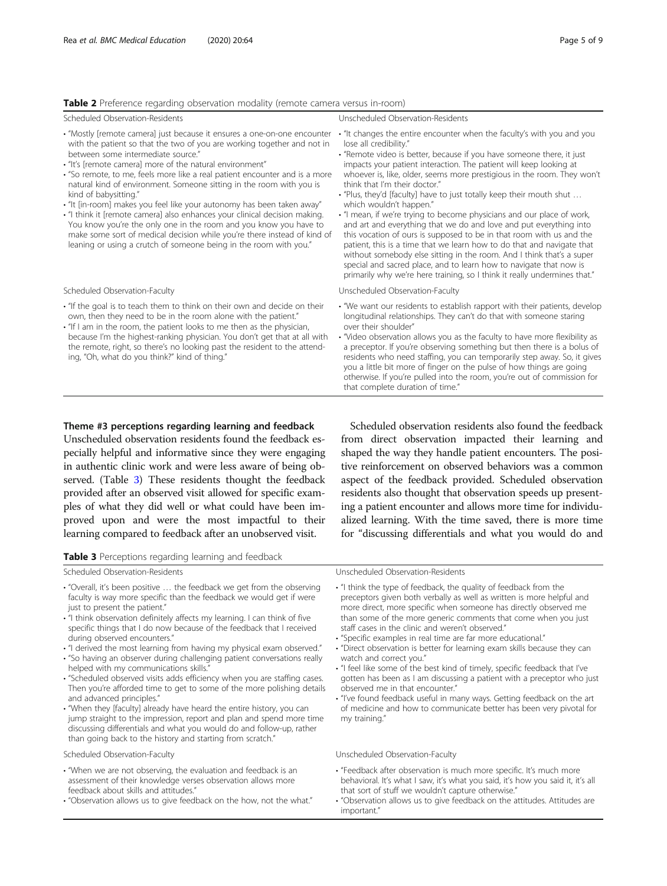**Table 2** Preference regarding observation modality (remote camera versus in-room)

| Scheduled Observation-Residents | Unscheduled Observation-Residents |
| --- | --- |
| • "Mostly [remote camera] just because it ensures a one-on-one encounter with the patient so that the two of you are working together and not in between some intermediate source."<br>• "It's [remote camera] more of the natural environment"<br>• "So remote, to me, feels more like a real patient encounter and is a more natural kind of environment. Someone sitting in the room with you is kind of babysitting."<br>• "It [in-room] makes you feel like your autonomy has been taken away"<br>• "I think it [remote camera] also enhances your clinical decision making. You know you're the only one in the room and you know you have to make some sort of medical decision while you're there instead of kind of leaning or using a crutch of someone being in the room with you." | • "It changes the entire encounter when the faculty's with you and you lose all credibility."<br>• "Remote video is better, because if you have someone there, it just impacts your patient interaction. The patient will keep looking at whoever is, like, older, seems more prestigious in the room. They won't think that I'm their doctor."<br>• "Plus, they'd [faculty] have to just totally keep their mouth shut … which wouldn't happen."<br>• "I mean, if we're trying to become physicians and our place of work, and art and everything that we do and love and put everything into this vocation of ours is supposed to be in that room with us and the patient, this is a time that we learn how to do that and navigate that without somebody else sitting in the room. And I think that's a super special and sacred place, and to learn how to navigate that now is primarily why we're here training, so I think it really undermines that." |
| **Scheduled Observation-Faculty** | **Unscheduled Observation-Faculty** |
| • "If the goal is to teach them to think on their own and decide on their own, then they need to be in the room alone with the patient."<br>• "If I am in the room, the patient looks to me then as the physician, because I'm the highest-ranking physician. You don't get that at all with the remote, right, so there's no looking past the resident to the attending, "Oh, what do you think?" kind of thing." | • "We want our residents to establish rapport with their patients, develop longitudinal relationships. They can't do that with someone staring over their shoulder"<br>• "Video observation allows you as the faculty to have more flexibility as a preceptor. If you're observing something but then there is a bolus of residents who need staffing, you can temporarily step away. So, it gives you a little bit more of finger on the pulse of how things are going otherwise. If you're pulled into the room, you're out of commission for that complete duration of time." |

### Theme #3 perceptions regarding learning and feedback

Unscheduled observation residents found the feedback especially helpful and informative since they were engaging in authentic clinic work and were less aware of being observed. (Table 3) These residents thought the feedback provided after an observed visit allowed for specific examples of what they did well or what could have been improved upon and were the most impactful to their learning compared to feedback after an unobserved visit.

Scheduled observation residents also found the feedback from direct observation impacted their learning and shaped the way they handle patient encounters. The positive reinforcement on observed behaviors was a common aspect of the feedback provided. Scheduled observation residents also thought that observation speeds up presenting a patient encounter and allows more time for individualized learning. With the time saved, there is more time for "discussing differentials and what you would do and

**Table 3** Perceptions regarding learning and feedback

| Scheduled Observation-Residents | Unscheduled Observation-Residents |
| --- | --- |
| • "Overall, it's been positive … the feedback we get from the observing faculty is way more specific than the feedback we would get if were just to present the patient."<br>• "I think observation definitely affects my learning. I can think of five specific things that I do now because of the feedback that I received during observed encounters."<br>• "I derived the most learning from having my physical exam observed."<br>• "So having an observer during challenging patient conversations really helped with my communications skills."<br>• "Scheduled observed visits adds efficiency when you are staffing cases. Then you're afforded time to get to some of the more polishing details and advanced principles."<br>• "When they [faculty] already have heard the entire history, you can jump straight to the impression, report and plan and spend more time discussing differentials and what you would do and follow-up, rather than going back to the history and starting from scratch." | • "I think the type of feedback, the quality of feedback from the preceptors given both verbally as well as written is more helpful and more direct, more specific when someone has directly observed me than some of the more generic comments that come when you just staff cases in the clinic and weren't observed."<br>• "Specific examples in real time are far more educational."<br>• "Direct observation is better for learning exam skills because they can watch and correct you."<br>• "I feel like some of the best kind of timely, specific feedback that I've gotten has been as I am discussing a patient with a preceptor who just observed me in that encounter."<br>• "I've found feedback useful in many ways. Getting feedback on the art of medicine and how to communicate better has been very pivotal for my training." |
| **Scheduled Observation-Faculty** | **Unscheduled Observation-Faculty** |
| • "When we are not observing, the evaluation and feedback is an assessment of their knowledge verses observation allows more feedback about skills and attitudes."<br>• "Observation allows us to give feedback on the how, not the what." | • "Feedback after observation is much more specific. It's much more behavioral. It's what I saw, it's what you said, it's how you said it, it's all that sort of stuff we wouldn't capture otherwise."<br>• "Observation allows us to give feedback on the attitudes. Attitudes are important." |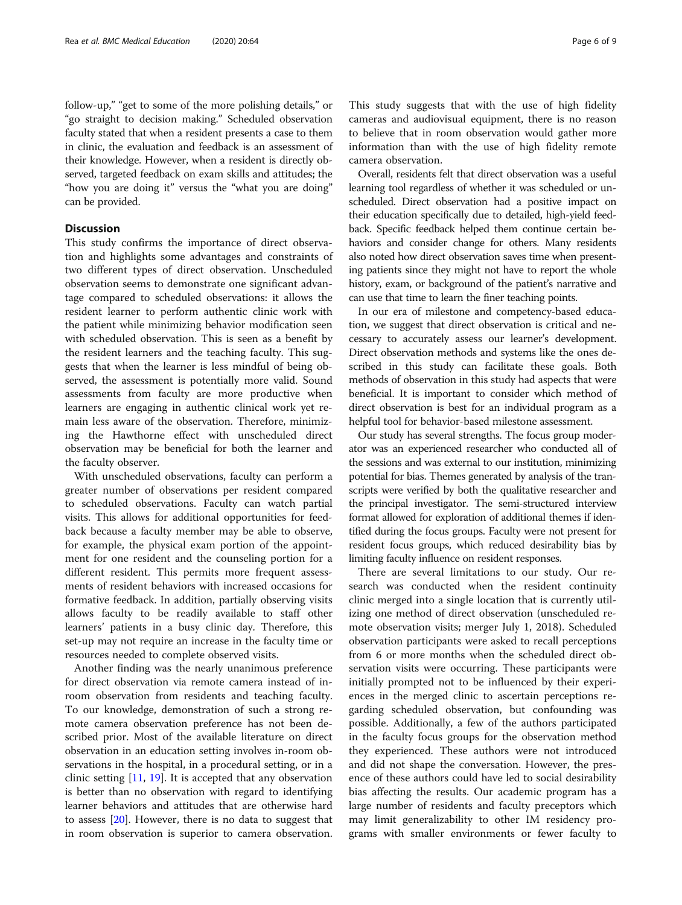follow-up," "get to some of the more polishing details," or "go straight to decision making." Scheduled observation faculty stated that when a resident presents a case to them in clinic, the evaluation and feedback is an assessment of their knowledge. However, when a resident is directly observed, targeted feedback on exam skills and attitudes; the "how you are doing it" versus the "what you are doing" can be provided.

## Discussion

This study confirms the importance of direct observation and highlights some advantages and constraints of two different types of direct observation. Unscheduled observation seems to demonstrate one significant advantage compared to scheduled observations: it allows the resident learner to perform authentic clinic work with the patient while minimizing behavior modification seen with scheduled observation. This is seen as a benefit by the resident learners and the teaching faculty. This suggests that when the learner is less mindful of being observed, the assessment is potentially more valid. Sound assessments from faculty are more productive when learners are engaging in authentic clinical work yet remain less aware of the observation. Therefore, minimizing the Hawthorne effect with unscheduled direct observation may be beneficial for both the learner and the faculty observer.

With unscheduled observations, faculty can perform a greater number of observations per resident compared to scheduled observations. Faculty can watch partial visits. This allows for additional opportunities for feedback because a faculty member may be able to observe, for example, the physical exam portion of the appointment for one resident and the counseling portion for a different resident. This permits more frequent assessments of resident behaviors with increased occasions for formative feedback. In addition, partially observing visits allows faculty to be readily available to staff other learners' patients in a busy clinic day. Therefore, this set-up may not require an increase in the faculty time or resources needed to complete observed visits.

Another finding was the nearly unanimous preference for direct observation via remote camera instead of in-room observation from residents and teaching faculty. To our knowledge, demonstration of such a strong remote camera observation preference has not been described prior. Most of the available literature on direct observation in an education setting involves in-room observations in the hospital, in a procedural setting, or in a clinic setting [11, 19]. It is accepted that any observation is better than no observation with regard to identifying learner behaviors and attitudes that are otherwise hard to assess [20]. However, there is no data to suggest that in room observation is superior to camera observation. This study suggests that with the use of high fidelity cameras and audiovisual equipment, there is no reason to believe that in room observation would gather more information than with the use of high fidelity remote camera observation.

Overall, residents felt that direct observation was a useful learning tool regardless of whether it was scheduled or unscheduled. Direct observation had a positive impact on their education specifically due to detailed, high-yield feedback. Specific feedback helped them continue certain behaviors and consider change for others. Many residents also noted how direct observation saves time when presenting patients since they might not have to report the whole history, exam, or background of the patient's narrative and can use that time to learn the finer teaching points.

In our era of milestone and competency-based education, we suggest that direct observation is critical and necessary to accurately assess our learner's development. Direct observation methods and systems like the ones described in this study can facilitate these goals. Both methods of observation in this study had aspects that were beneficial. It is important to consider which method of direct observation is best for an individual program as a helpful tool for behavior-based milestone assessment.

Our study has several strengths. The focus group moderator was an experienced researcher who conducted all of the sessions and was external to our institution, minimizing potential for bias. Themes generated by analysis of the transcripts were verified by both the qualitative researcher and the principal investigator. The semi-structured interview format allowed for exploration of additional themes if identified during the focus groups. Faculty were not present for resident focus groups, which reduced desirability bias by limiting faculty influence on resident responses.

There are several limitations to our study. Our research was conducted when the resident continuity clinic merged into a single location that is currently utilizing one method of direct observation (unscheduled remote observation visits; merger July 1, 2018). Scheduled observation participants were asked to recall perceptions from 6 or more months when the scheduled direct observation visits were occurring. These participants were initially prompted not to be influenced by their experiences in the merged clinic to ascertain perceptions regarding scheduled observation, but confounding was possible. Additionally, a few of the authors participated in the faculty focus groups for the observation method they experienced. These authors were not introduced and did not shape the conversation. However, the presence of these authors could have led to social desirability bias affecting the results. Our academic program has a large number of residents and faculty preceptors which may limit generalizability to other IM residency programs with smaller environments or fewer faculty to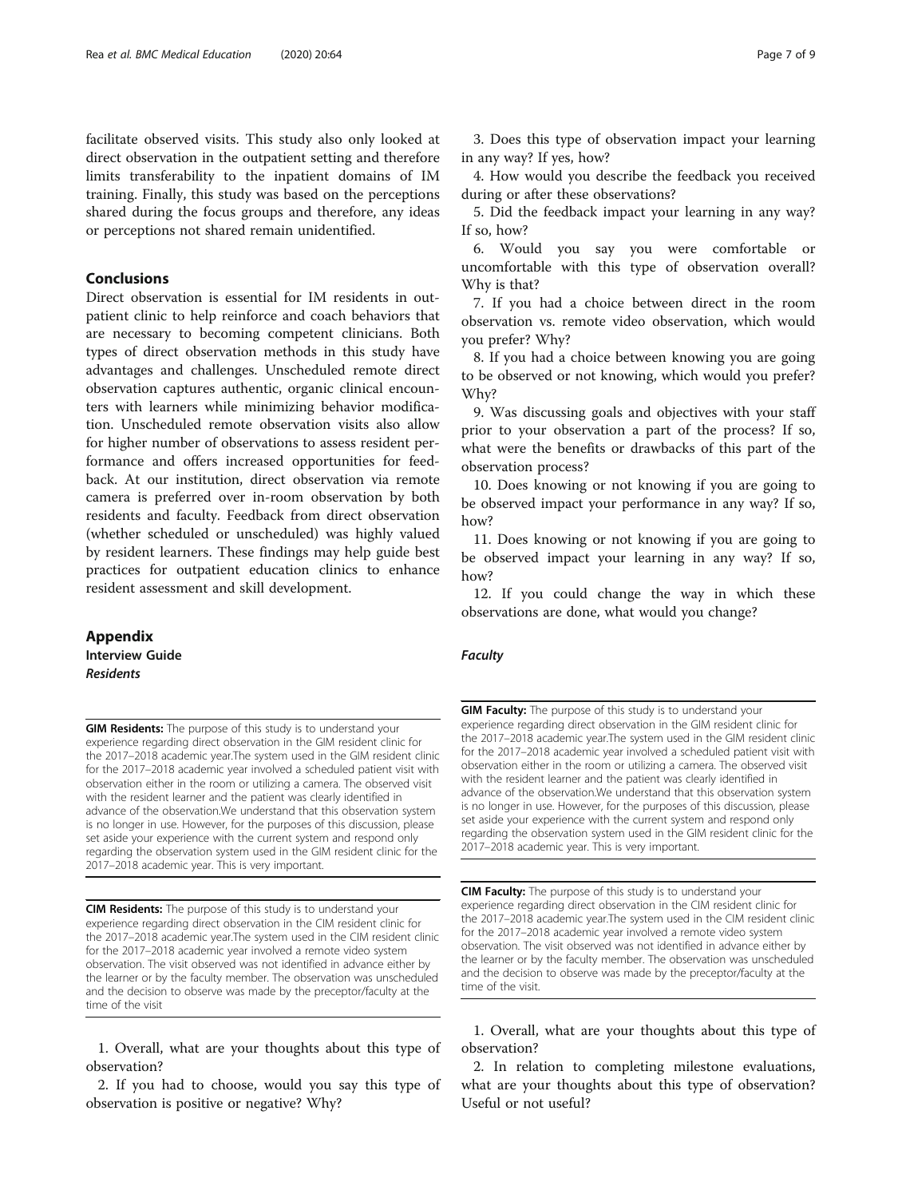facilitate observed visits. This study also only looked at direct observation in the outpatient setting and therefore limits transferability to the inpatient domains of IM training. Finally, this study was based on the perceptions shared during the focus groups and therefore, any ideas or perceptions not shared remain unidentified.

## Conclusions

Direct observation is essential for IM residents in outpatient clinic to help reinforce and coach behaviors that are necessary to becoming competent clinicians. Both types of direct observation methods in this study have advantages and challenges. Unscheduled remote direct observation captures authentic, organic clinical encounters with learners while minimizing behavior modification. Unscheduled remote observation visits also allow for higher number of observations to assess resident performance and offers increased opportunities for feedback. At our institution, direct observation via remote camera is preferred over in-room observation by both residents and faculty. Feedback from direct observation (whether scheduled or unscheduled) was highly valued by resident learners. These findings may help guide best practices for outpatient education clinics to enhance resident assessment and skill development.

## Appendix

### Interview Guide

#### *Residents*

**GIM Residents:** The purpose of this study is to understand your experience regarding direct observation in the GIM resident clinic for the 2017–2018 academic year.The system used in the GIM resident clinic for the 2017–2018 academic year involved a scheduled patient visit with observation either in the room or utilizing a camera. The observed visit with the resident learner and the patient was clearly identified in advance of the observation.We understand that this observation system is no longer in use. However, for the purposes of this discussion, please set aside your experience with the current system and respond only regarding the observation system used in the GIM resident clinic for the 2017–2018 academic year. This is very important.

**CIM Residents:** The purpose of this study is to understand your experience regarding direct observation in the CIM resident clinic for the 2017–2018 academic year.The system used in the CIM resident clinic for the 2017–2018 academic year involved a remote video system observation. The visit observed was not identified in advance either by the learner or by the faculty member. The observation was unscheduled and the decision to observe was made by the preceptor/faculty at the time of the visit

1. Overall, what are your thoughts about this type of observation?

2. If you had to choose, would you say this type of observation is positive or negative? Why?

3. Does this type of observation impact your learning in any way? If yes, how?

4. How would you describe the feedback you received during or after these observations?

5. Did the feedback impact your learning in any way? If so, how?

6. Would you say you were comfortable or uncomfortable with this type of observation overall? Why is that?

7. If you had a choice between direct in the room observation vs. remote video observation, which would you prefer? Why?

8. If you had a choice between knowing you are going to be observed or not knowing, which would you prefer? Why?

9. Was discussing goals and objectives with your staff prior to your observation a part of the process? If so, what were the benefits or drawbacks of this part of the observation process?

10. Does knowing or not knowing if you are going to be observed impact your performance in any way? If so, how?

11. Does knowing or not knowing if you are going to be observed impact your learning in any way? If so, how?

12. If you could change the way in which these observations are done, what would you change?

#### *Faculty*

**GIM Faculty:** The purpose of this study is to understand your experience regarding direct observation in the GIM resident clinic for the 2017–2018 academic year.The system used in the GIM resident clinic for the 2017–2018 academic year involved a scheduled patient visit with observation either in the room or utilizing a camera. The observed visit with the resident learner and the patient was clearly identified in advance of the observation.We understand that this observation system is no longer in use. However, for the purposes of this discussion, please set aside your experience with the current system and respond only regarding the observation system used in the GIM resident clinic for the 2017–2018 academic year. This is very important.

**CIM Faculty:** The purpose of this study is to understand your experience regarding direct observation in the CIM resident clinic for the 2017–2018 academic year.The system used in the CIM resident clinic for the 2017–2018 academic year involved a remote video system observation. The visit observed was not identified in advance either by the learner or by the faculty member. The observation was unscheduled and the decision to observe was made by the preceptor/faculty at the time of the visit.

1. Overall, what are your thoughts about this type of observation?

2. In relation to completing milestone evaluations, what are your thoughts about this type of observation? Useful or not useful?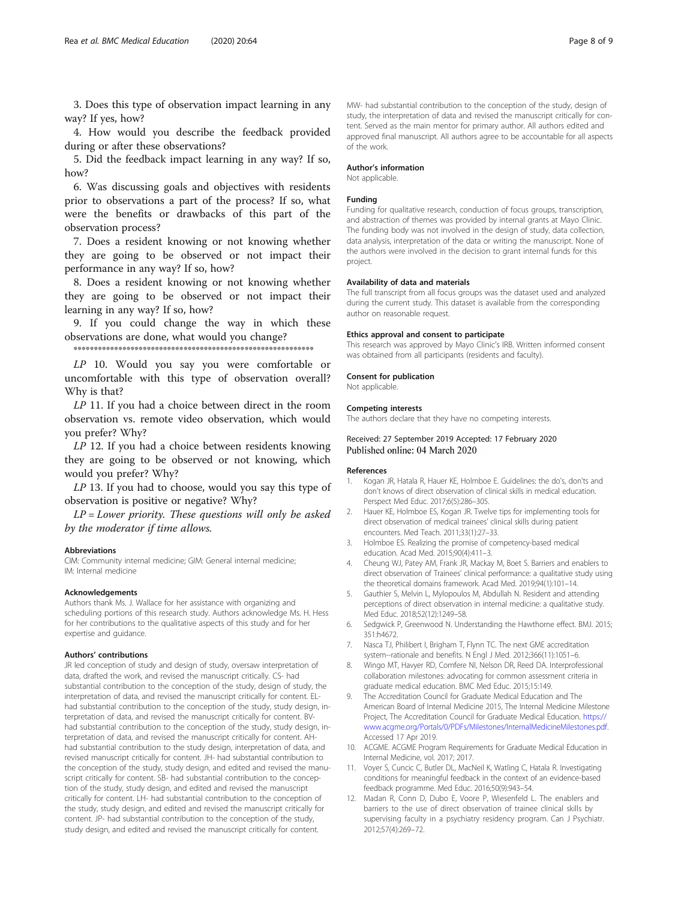3. Does this type of observation impact learning in any way? If yes, how?

4. How would you describe the feedback provided during or after these observations?

5. Did the feedback impact learning in any way? If so, how?

6. Was discussing goals and objectives with residents prior to observations a part of the process? If so, what were the benefits or drawbacks of this part of the observation process?

7. Does a resident knowing or not knowing whether they are going to be observed or not impact their performance in any way? If so, how?

8. Does a resident knowing or not knowing whether they are going to be observed or not impact their learning in any way? If so, how?

9. If you could change the way in which these observations are done, what would you change?

************************************************************

*LP* 10. Would you say you were comfortable or uncomfortable with this type of observation overall? Why is that?

*LP* 11. If you had a choice between direct in the room observation vs. remote video observation, which would you prefer? Why?

*LP* 12. If you had a choice between residents knowing they are going to be observed or not knowing, which would you prefer? Why?

*LP* 13. If you had to choose, would you say this type of observation is positive or negative? Why?

*LP = Lower priority. These questions will only be asked by the moderator if time allows.*

### Abbreviations

CIM: Community internal medicine; GIM: General internal medicine; IM: Internal medicine

### Acknowledgements

Authors thank Ms. J. Wallace for her assistance with organizing and scheduling portions of this research study. Authors acknowledge Ms. H. Hess for her contributions to the qualitative aspects of this study and for her expertise and guidance.

### Authors' contributions

JR led conception of study and design of study, oversaw interpretation of data, drafted the work, and revised the manuscript critically. CS- had substantial contribution to the conception of the study, design of study, the interpretation of data, and revised the manuscript critically for content. EL- had substantial contribution to the conception of the study, study design, interpretation of data, and revised the manuscript critically for content. BV- had substantial contribution to the conception of the study, study design, interpretation of data, and revised the manuscript critically for content. AH- had substantial contribution to the study design, interpretation of data, and revised manuscript critically for content. JH- had substantial contribution to the conception of the study, study design, and edited and revised the manuscript critically for content. SB- had substantial contribution to the conception of the study, study design, and edited and revised the manuscript critically for content. LH- had substantial contribution to the conception of the study, study design, and edited and revised the manuscript critically for content. JP- had substantial contribution to the conception of the study, study design, and edited and revised the manuscript critically for content. MW- had substantial contribution to the conception of the study, design of study, the interpretation of data and revised the manuscript critically for content. Served as the main mentor for primary author. All authors edited and approved final manuscript. All authors agree to be accountable for all aspects of the work.

### Author's information

Not applicable.

### Funding

Funding for qualitative research, conduction of focus groups, transcription, and abstraction of themes was provided by internal grants at Mayo Clinic. The funding body was not involved in the design of study, data collection, data analysis, interpretation of the data or writing the manuscript. None of the authors were involved in the decision to grant internal funds for this project.

### Availability of data and materials

The full transcript from all focus groups was the dataset used and analyzed during the current study. This dataset is available from the corresponding author on reasonable request.

### Ethics approval and consent to participate

This research was approved by Mayo Clinic's IRB. Written informed consent was obtained from all participants (residents and faculty).

### Consent for publication

Not applicable.

### Competing interests

The authors declare that they have no competing interests.

Received: 27 September 2019 Accepted: 17 February 2020
Published online: 04 March 2020

### References

1. Kogan JR, Hatala R, Hauer KE, Holmboe E. Guidelines: the do's, don'ts and don't knows of direct observation of clinical skills in medical education. Perspect Med Educ. 2017;6(5):286–305.
2. Hauer KE, Holmboe ES, Kogan JR. Twelve tips for implementing tools for direct observation of medical trainees' clinical skills during patient encounters. Med Teach. 2011;33(1):27–33.
3. Holmboe ES. Realizing the promise of competency-based medical education. Acad Med. 2015;90(4):411–3.
4. Cheung WJ, Patey AM, Frank JR, Mackay M, Boet S. Barriers and enablers to direct observation of Trainees' clinical performance: a qualitative study using the theoretical domains framework. Acad Med. 2019;94(1):101–14.
5. Gauthier S, Melvin L, Mylopoulos M, Abdullah N. Resident and attending perceptions of direct observation in internal medicine: a qualitative study. Med Educ. 2018;52(12):1249–58.
6. Sedgwick P, Greenwood N. Understanding the Hawthorne effect. BMJ. 2015;351:h4672.
7. Nasca TJ, Philibert I, Brigham T, Flynn TC. The next GME accreditation system--rationale and benefits. N Engl J Med. 2012;366(11):1051–6.
8. Wingo MT, Havyer RD, Comfere NI, Nelson DR, Reed DA. Interprofessional collaboration milestones: advocating for common assessment criteria in graduate medical education. BMC Med Educ. 2015;15:149.
9. The Accreditation Council for Graduate Medical Education and The American Board of Internal Medicine 2015, The Internal Medicine Milestone Project, The Accreditation Council for Graduate Medical Education. https://www.acgme.org/Portals/0/PDFs/Milestones/InternalMedicineMilestones.pdf. Accessed 17 Apr 2019.
10. ACGME. ACGME Program Requirements for Graduate Medical Education in Internal Medicine, vol. 2017; 2017.
11. Voyer S, Cuncic C, Butler DL, MacNeil K, Watling C, Hatala R. Investigating conditions for meaningful feedback in the context of an evidence-based feedback programme. Med Educ. 2016;50(9):943–54.
12. Madan R, Conn D, Dubo E, Voore P, Wiesenfeld L. The enablers and barriers to the use of direct observation of trainee clinical skills by supervising faculty in a psychiatry residency program. Can J Psychiatr. 2012;57(4):269–72.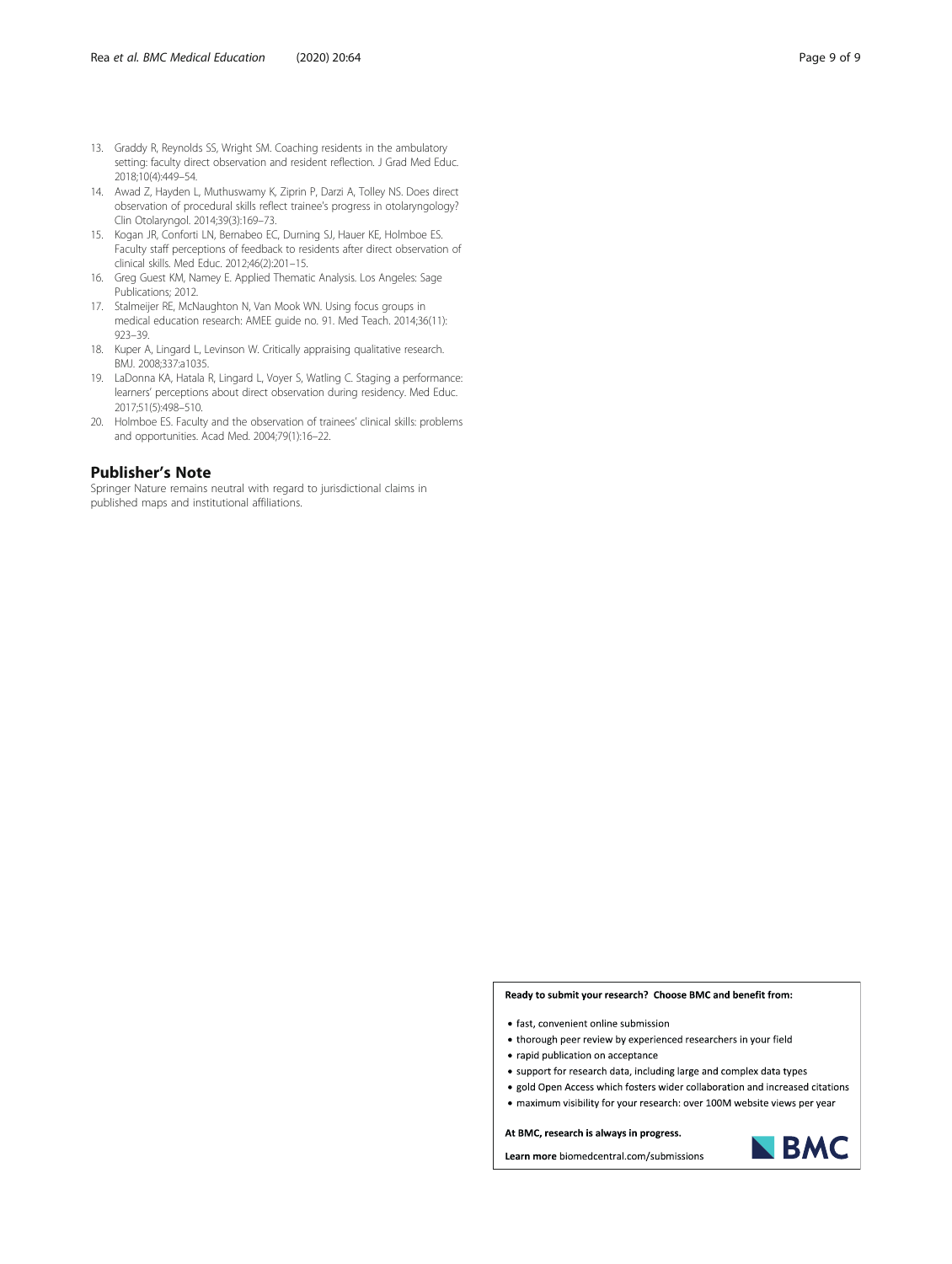13. Graddy R, Reynolds SS, Wright SM. Coaching residents in the ambulatory setting: faculty direct observation and resident reflection. J Grad Med Educ. 2018;10(4):449–54.
14. Awad Z, Hayden L, Muthuswamy K, Ziprin P, Darzi A, Tolley NS. Does direct observation of procedural skills reflect trainee's progress in otolaryngology? Clin Otolaryngol. 2014;39(3):169–73.
15. Kogan JR, Conforti LN, Bernabeo EC, Durning SJ, Hauer KE, Holmboe ES. Faculty staff perceptions of feedback to residents after direct observation of clinical skills. Med Educ. 2012;46(2):201–15.
16. Greg Guest KM, Namey E. Applied Thematic Analysis. Los Angeles: Sage Publications; 2012.
17. Stalmeijer RE, McNaughton N, Van Mook WN. Using focus groups in medical education research: AMEE guide no. 91. Med Teach. 2014;36(11): 923–39.
18. Kuper A, Lingard L, Levinson W. Critically appraising qualitative research. BMJ. 2008;337:a1035.
19. LaDonna KA, Hatala R, Lingard L, Voyer S, Watling C. Staging a performance: learners' perceptions about direct observation during residency. Med Educ. 2017;51(5):498–510.
20. Holmboe ES. Faculty and the observation of trainees' clinical skills: problems and opportunities. Acad Med. 2004;79(1):16–22.

## Publisher's Note

Springer Nature remains neutral with regard to jurisdictional claims in published maps and institutional affiliations.

**Ready to submit your research? Choose BMC and benefit from:**

- fast, convenient online submission
- thorough peer review by experienced researchers in your field
- rapid publication on acceptance
- support for research data, including large and complex data types
- gold Open Access which fosters wider collaboration and increased citations
- maximum visibility for your research: over 100M website views per year

**At BMC, research is always in progress.**

**Learn more** biomedcentral.com/submissions

BMC